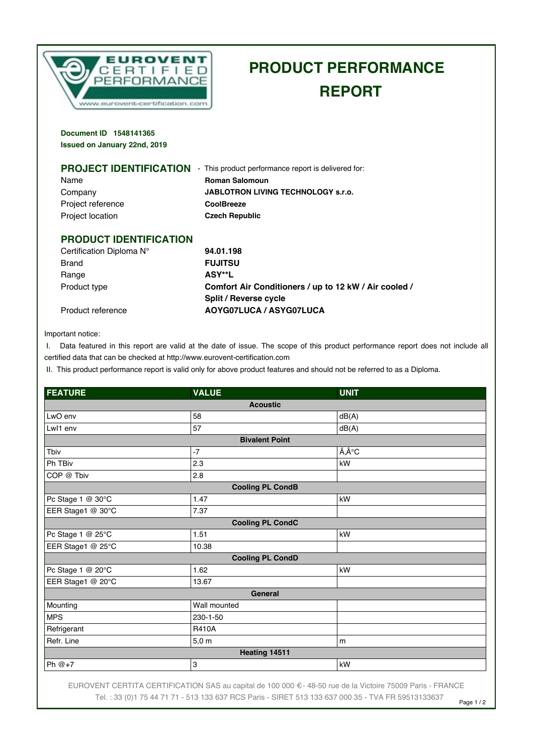EUROVENT CERTIFIED PERFORMANCE
www.eurovent-certification.com

# PRODUCT PERFORMANCE REPORT

**Document ID 1548141365**
**Issued on January 22nd, 2019**

## PROJECT IDENTIFICATION - This product performance report is delivered for:

| | |
|---|---|
| Name | **Roman Salomoun** |
| Company | **JABLOTRON LIVING TECHNOLOGY s.r.o.** |
| Project reference | **CoolBreeze** |
| Project location | **Czech Republic** |

## PRODUCT IDENTIFICATION

| | |
|---|---|
| Certification Diploma N° | **94.01.198** |
| Brand | **FUJITSU** |
| Range | **ASY**L** |
| Product type | **Comfort Air Conditioners / up to 12 kW / Air cooled / Split / Reverse cycle** |
| Product reference | **AOYG07LUCA / ASYG07LUCA** |

Important notice:

I. Data featured in this report are valid at the date of issue. The scope of this product performance report does not include all certified data that can be checked at http://www.eurovent-certification.com

II. This product performance report is valid only for above product features and should not be referred to as a Diploma.

| FEATURE | VALUE | UNIT |
|---|---|---|
| **Acoustic** | | |
| LwO env | 58 | dB(A) |
| LwI1 env | 57 | dB(A) |
| **Bivalent Point** | | |
| Tbiv | -7 | Ã‚Â°C |
| Ph TBiv | 2.3 | kW |
| COP @ Tbiv | 2.8 | |
| **Cooling PL CondB** | | |
| Pc Stage 1 @ 30°C | 1.47 | kW |
| EER Stage1 @ 30°C | 7.37 | |
| **Cooling PL CondC** | | |
| Pc Stage 1 @ 25°C | 1.51 | kW |
| EER Stage1 @ 25°C | 10.38 | |
| **Cooling PL CondD** | | |
| Pc Stage 1 @ 20°C | 1.62 | kW |
| EER Stage1 @ 20°C | 13.67 | |
| **General** | | |
| Mounting | Wall mounted | |
| MPS | 230-1-50 | |
| Refrigerant | R410A | |
| Refr. Line | 5,0 m | m |
| **Heating 14511** | | |
| Ph @+7 | 3 | kW |

EUROVENT CERTITA CERTIFICATION SAS au capital de 100 000 € - 48-50 rue de la Victoire 75009 Paris - FRANCE
Tel. : 33 (0)1 75 44 71 71 - 513 133 637 RCS Paris - SIRET 513 133 637 000 35 - TVA FR 59513133637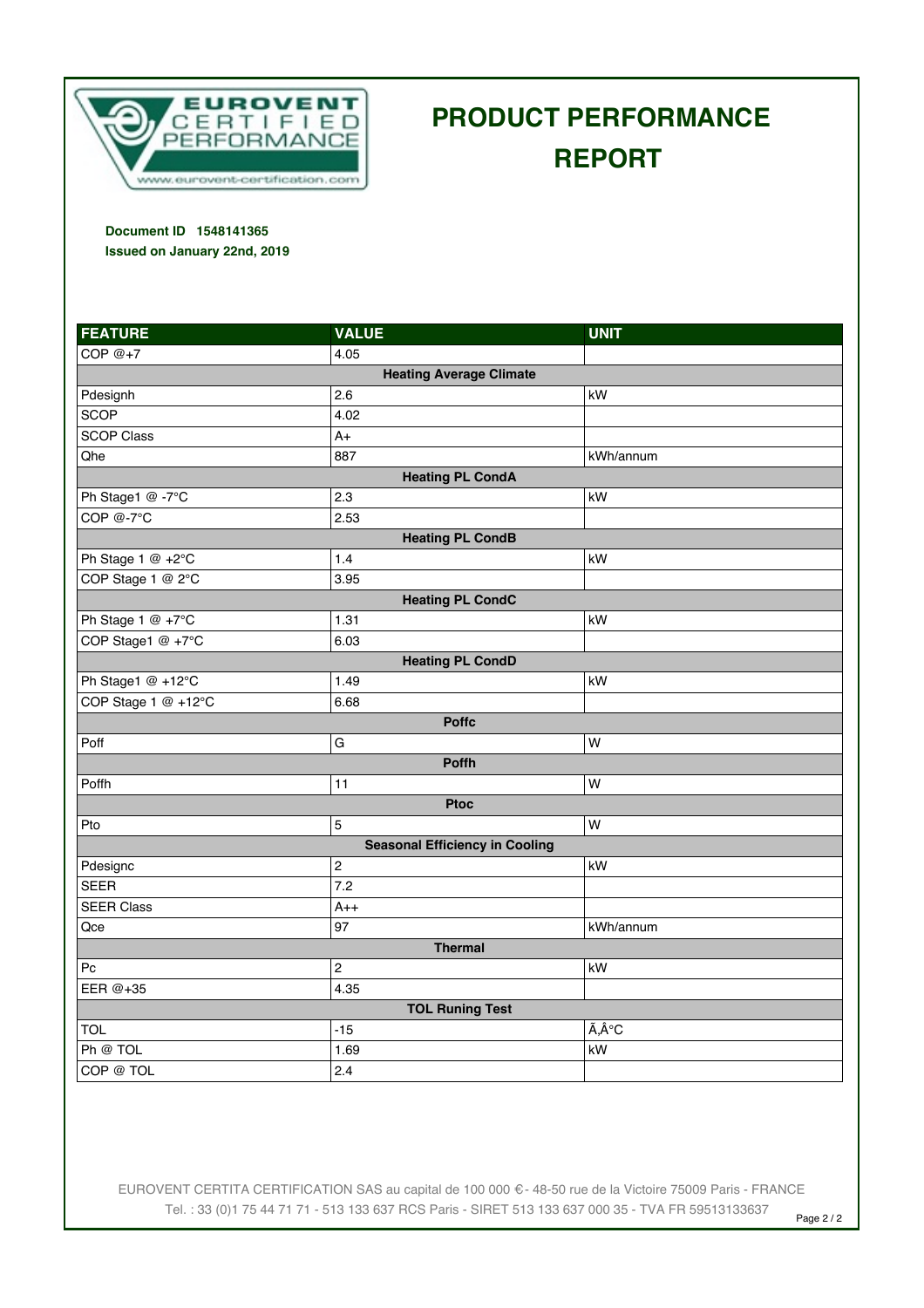# PRODUCT PERFORMANCE REPORT

**Document ID 1548141365**
**Issued on January 22nd, 2019**

| FEATURE | VALUE | UNIT |
|---|---|---|
| COP @+7 | 4.05 | |
| **Heating Average Climate** | | |
| Pdesignh | 2.6 | kW |
| SCOP | 4.02 | |
| SCOP Class | A+ | |
| Qhe | 887 | kWh/annum |
| **Heating PL CondA** | | |
| Ph Stage1 @ -7°C | 2.3 | kW |
| COP @-7°C | 2.53 | |
| **Heating PL CondB** | | |
| Ph Stage 1 @ +2°C | 1.4 | kW |
| COP Stage 1 @ 2°C | 3.95 | |
| **Heating PL CondC** | | |
| Ph Stage 1 @ +7°C | 1.31 | kW |
| COP Stage1 @ +7°C | 6.03 | |
| **Heating PL CondD** | | |
| Ph Stage1 @ +12°C | 1.49 | kW |
| COP Stage 1 @ +12°C | 6.68 | |
| **Poffc** | | |
| Poff | G | W |
| **Poffh** | | |
| Poffh | 11 | W |
| **Ptoc** | | |
| Pto | 5 | W |
| **Seasonal Efficiency in Cooling** | | |
| Pdesignc | 2 | kW |
| SEER | 7.2 | |
| SEER Class | A++ | |
| Qce | 97 | kWh/annum |
| **Thermal** | | |
| Pc | 2 | kW |
| EER @+35 | 4.35 | |
| **TOL Runing Test** | | |
| TOL | -15 | Ã‚Â°C |
| Ph @ TOL | 1.69 | kW |
| COP @ TOL | 2.4 | |

EUROVENT CERTITA CERTIFICATION SAS au capital de 100 000 € - 48-50 rue de la Victoire 75009 Paris - FRANCE
Tel. : 33 (0)1 75 44 71 71 - 513 133 637 RCS Paris - SIRET 513 133 637 000 35 - TVA FR 59513133637